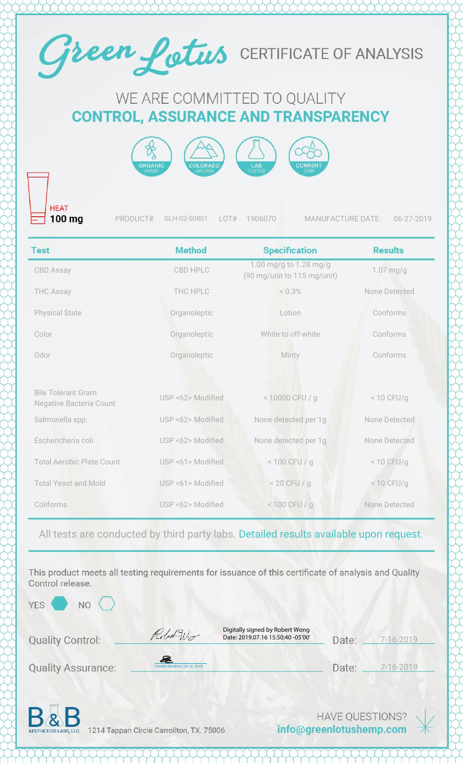# Green Lotus CERTIFICATE OF ANALYSIS

## WE ARE COMMITTED TO QUALITY

## CONTROL, ASSURANCE AND TRANSPARENCY

ORGANIC HEMP | COLORADO GROWN | LAB TESTED | CURRENT GMP

HEAT
**100 mg**

PRODUCT# GLH-02-00801 LOT# 1906070 MANUFACTURE DATE: 06-27-2019

| Test | Method | Specification | Results |
|---|---|---|---|
| CBD Assay | CBD HPLC | 1.00 mg/g to 1.28 mg/g (90 mg/unit to 115 mg/unit) | 1.07 mg/g |
| THC Assay | THC HPLC | < 0.3% | None Detected |
| Physical State | Organoleptic | Lotion | Conforms |
| Color | Organoleptic | White to off-white | Conforms |
| Odor | Organoleptic | Minty | Conforms |
| Bile Tolerant Gram Negative Bacteria Count | USP <62> Modified | < 10000 CFU / g | < 10 CFU/g |
| Salmonella spp. | USP <62> Modified | None detected per 1g | None Detected |
| Eschericheria coli | USP <62> Modified | None detected per 1g | None Detected |
| Total Aerobic Plate Count | USP <61> Modified | < 100 CFU / g | < 10 CFU/g |
| Total Yeast and Mold | USP <61> Modified | < 20 CFU / g | < 10 CFU/g |
| Coliforms | USP <62> Modified | < 100 CFU / g | None Detected |

All tests are conducted by third party labs. Detailed results available upon request.

This product meets all testing requirements for issuance of this certificate of analysis and Quality Control release.

YES ⬢ NO ⬡

Quality Control: Digitally signed by Robert Wong Date: 2019.07.16 15:50:40 -05'00' Date: 7-16-2019

Quality Assurance: Claudia Mendoza (Jul 16, 2019) Date: 7-16-2019

B&B AESTHETICS LABS, LLC 1214 Tappan Circle Carrollton, TX. 75006

HAVE QUESTIONS?
**info@greenlotushemp.com**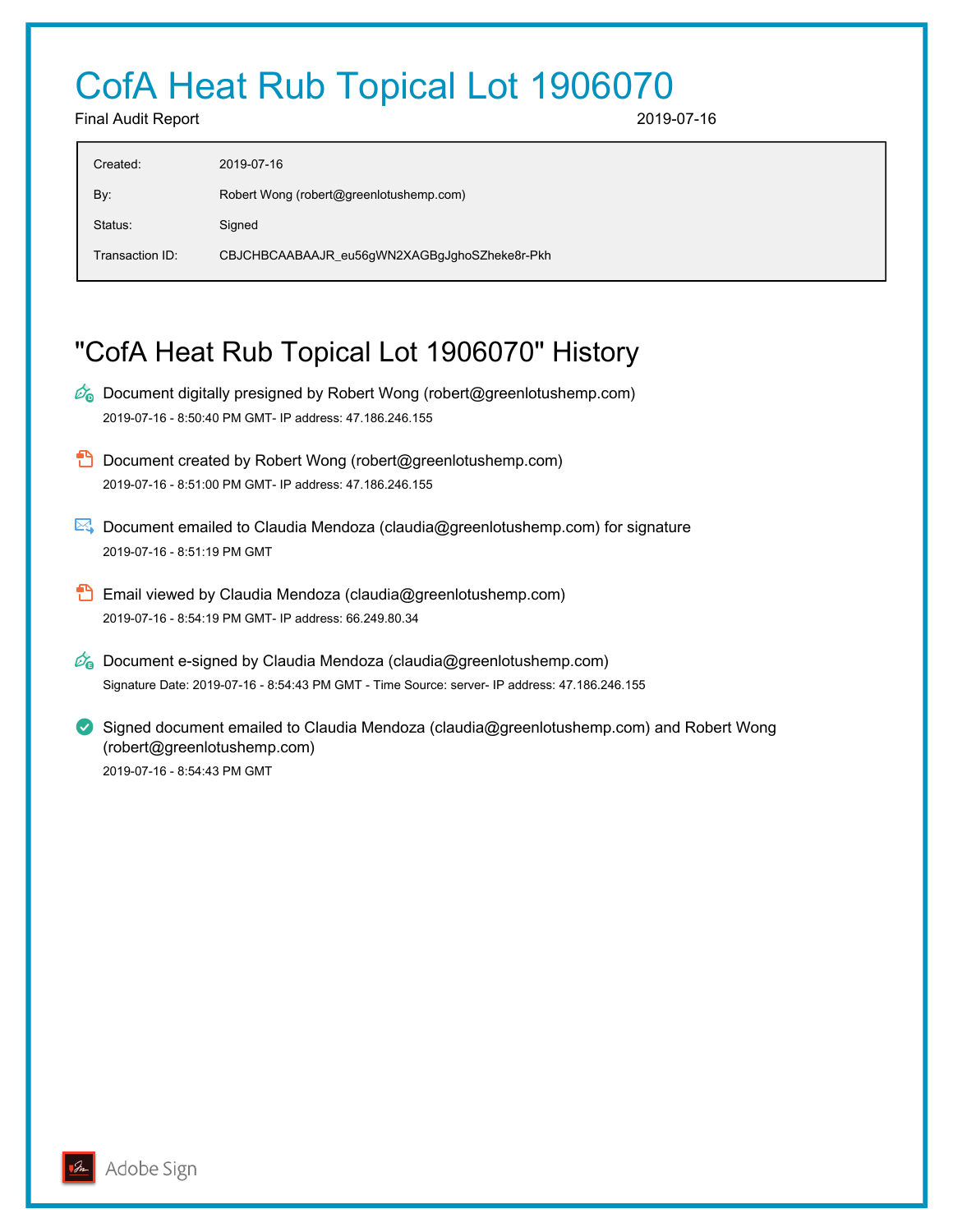# CofA Heat Rub Topical Lot 1906070

Final Audit Report 2019-07-16

| | |
|---|---|
| Created: | 2019-07-16 |
| By: | Robert Wong (robert@greenlotushemp.com) |
| Status: | Signed |
| Transaction ID: | CBJCHBCAABAAJR_eu56gWN2XAGBgJghoSZheke8r-Pkh |

## "CofA Heat Rub Topical Lot 1906070" History

- Document digitally presigned by Robert Wong (robert@greenlotushemp.com)
  2019-07-16 - 8:50:40 PM GMT- IP address: 47.186.246.155

- Document created by Robert Wong (robert@greenlotushemp.com)
  2019-07-16 - 8:51:00 PM GMT- IP address: 47.186.246.155

- Document emailed to Claudia Mendoza (claudia@greenlotushemp.com) for signature
  2019-07-16 - 8:51:19 PM GMT

- Email viewed by Claudia Mendoza (claudia@greenlotushemp.com)
  2019-07-16 - 8:54:19 PM GMT- IP address: 66.249.80.34

- Document e-signed by Claudia Mendoza (claudia@greenlotushemp.com)
  Signature Date: 2019-07-16 - 8:54:43 PM GMT - Time Source: server- IP address: 47.186.246.155

- Signed document emailed to Claudia Mendoza (claudia@greenlotushemp.com) and Robert Wong (robert@greenlotushemp.com)
  2019-07-16 - 8:54:43 PM GMT

Adobe Sign